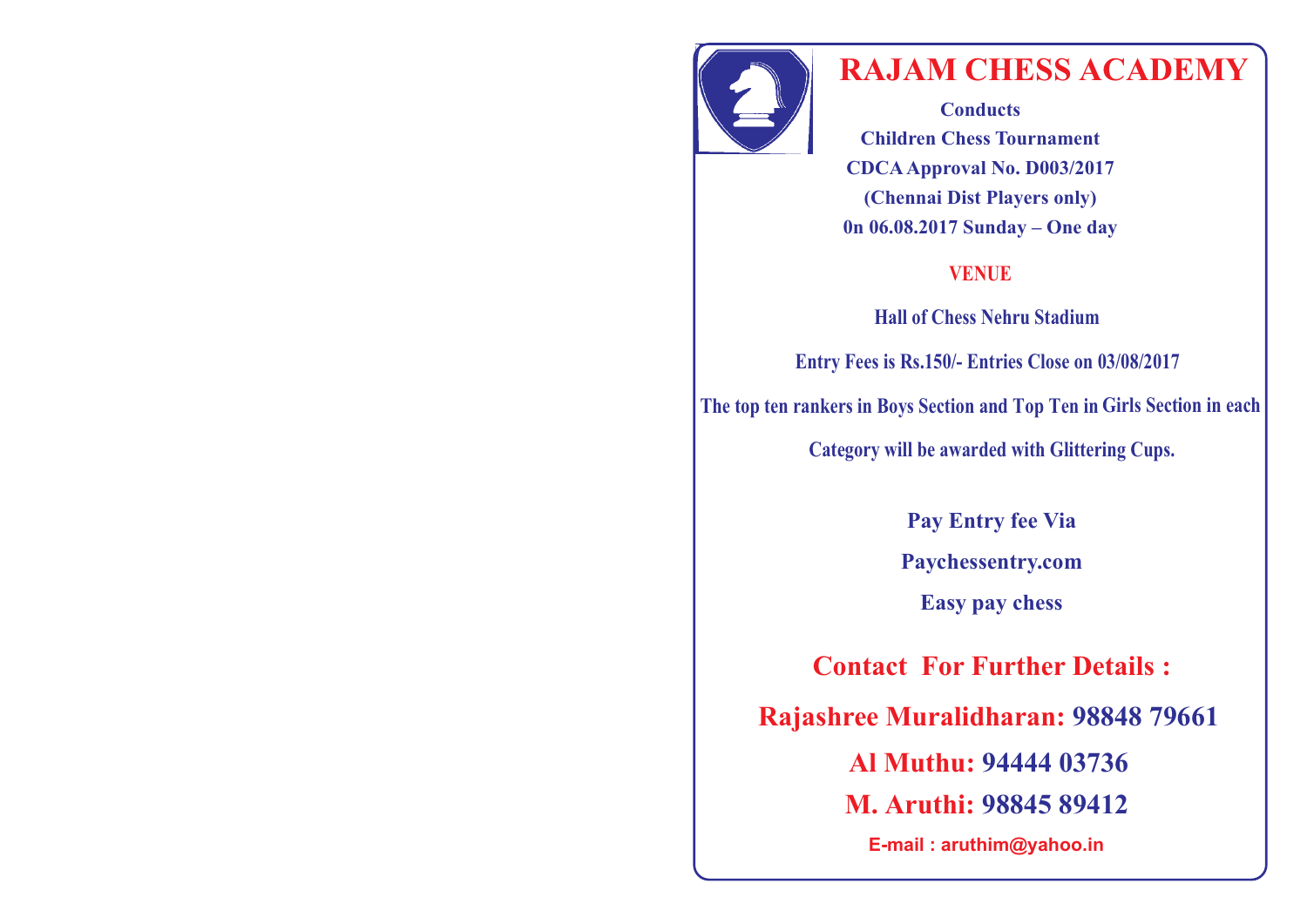# RAJAM CHESS ACADEMY

**Conducts**

**Children Chess Tournament**

**CDCA Approval No. D003/2017**

**(Chennai Dist Players only)**

**0n 06.08.2017 Sunday – One day**

**VENUE**

**Hall of Chess Nehru Stadium**

**Entry Fees is Rs.150/- Entries Close on 03/08/2017**

**The top ten rankers in Boys Section and Top Ten in Girls Section in each Category will be awarded with Glittering Cups.**

**Pay Entry fee Via**

**Paychessentry.com**

**Easy pay chess**

## Contact For Further Details :

**Rajashree Muralidharan: 98848 79661**

**Al Muthu: 94444 03736**

**M. Aruthi: 98845 89412**

**E-mail : aruthim@yahoo.in**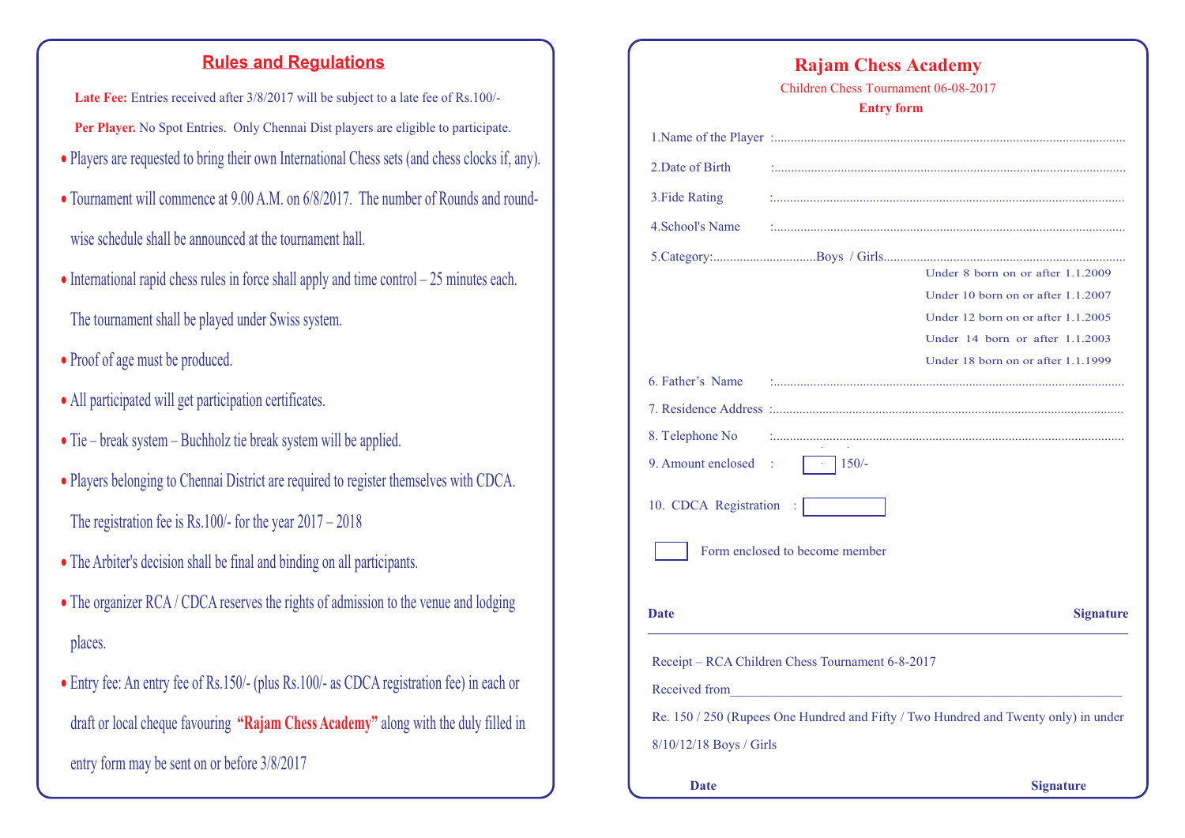## Rules and Regulations

**Late Fee:** Entries received after 3/8/2017 will be subject to a late fee of Rs.100/-

**Per Player.** No Spot Entries. Only Chennai Dist players are eligible to participate.

- Players are requested to bring their own International Chess sets (and chess clocks if, any).
- Tournament will commence at 9.00 A.M. on 6/8/2017. The number of Rounds and round-wise schedule shall be announced at the tournament hall.
- International rapid chess rules in force shall apply and time control – 25 minutes each. The tournament shall be played under Swiss system.
- Proof of age must be produced.
- All participated will get participation certificates.
- Tie – break system – Buchholz tie break system will be applied.
- Players belonging to Chennai District are required to register themselves with CDCA. The registration fee is Rs.100/- for the year 2017 – 2018
- The Arbiter's decision shall be final and binding on all participants.
- The organizer RCA / CDCA reserves the rights of admission to the venue and lodging places.
- Entry fee: An entry fee of Rs.150/- (plus Rs.100/- as CDCA registration fee) in each or draft or local cheque favouring **"Rajam Chess Academy"** along with the duly filled in entry form may be sent on or before 3/8/2017

## Rajam Chess Academy

Children Chess Tournament 06-08-2017

**Entry form**

1.Name of the Player :..........................................................................................................

2.Date of Birth :..........................................................................................................

3.Fide Rating :..........................................................................................................

4.School's Name :..........................................................................................................

5.Category:...............................Boys / Girls.........................................................................

Under 8 born on or after 1.1.2009

Under 10 born on or after 1.1.2007

Under 12 born on or after 1.1.2005

Under 14 born or after 1.1.2003

Under 18 born on or after 1.1.1999

6. Father's Name :..........................................................................................................

7. Residence Address :..........................................................................................................

8. Telephone No :..........................................................................................................

9. Amount enclosed : ☐ 150/-

10. CDCA Registration : ☐

☐ Form enclosed to become member

**Date** **Signature**

---

Receipt – RCA Children Chess Tournament 6-8-2017

Received from________________________________________________________________

Re. 150 / 250 (Rupees One Hundred and Fifty / Two Hundred and Twenty only) in under 8/10/12/18 Boys / Girls

**Date** **Signature**